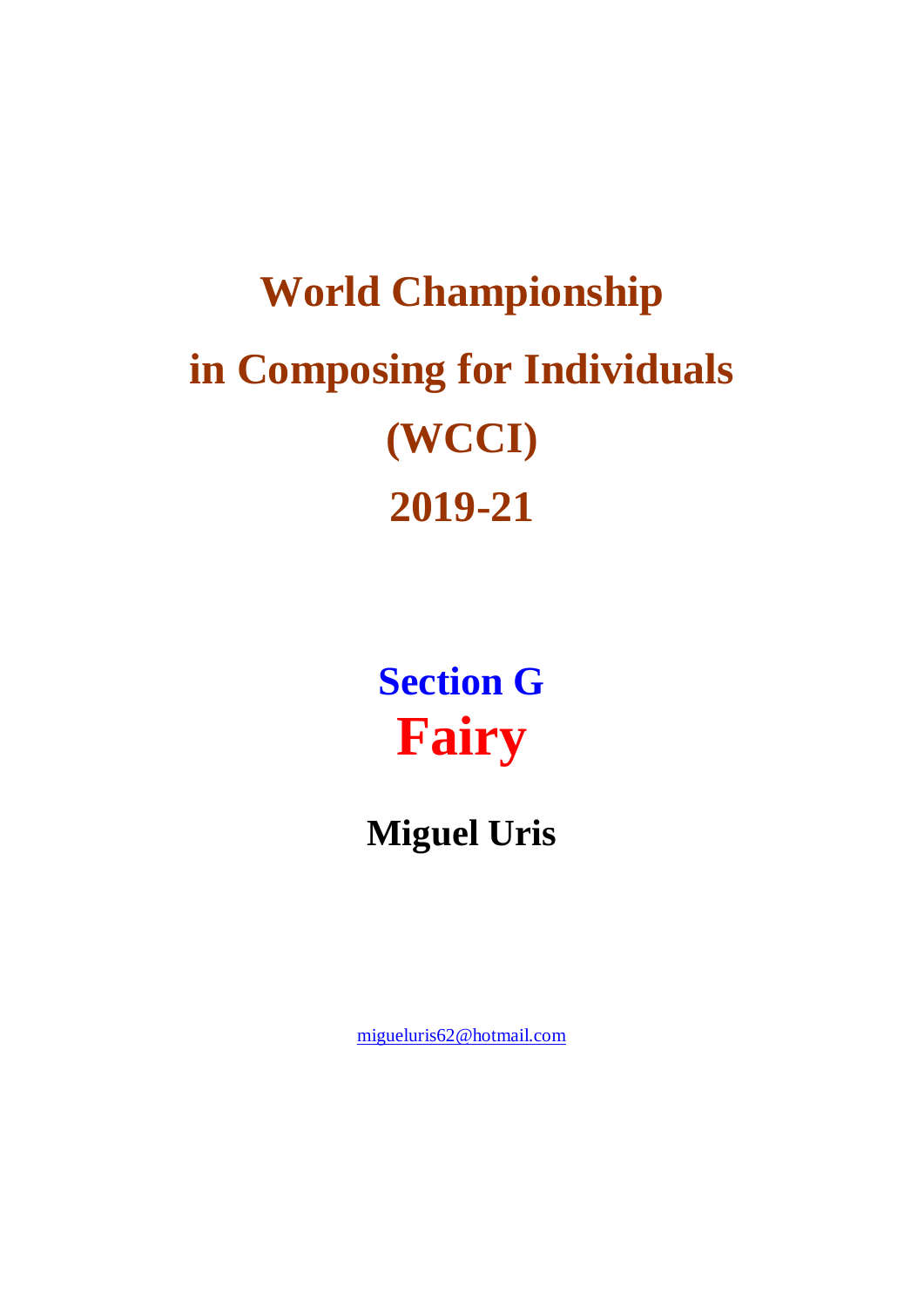# World Championship in Composing for Individuals (WCCI) 2019-21

## Section G
# Fairy

**Miguel Uris**

migueluris62@hotmail.com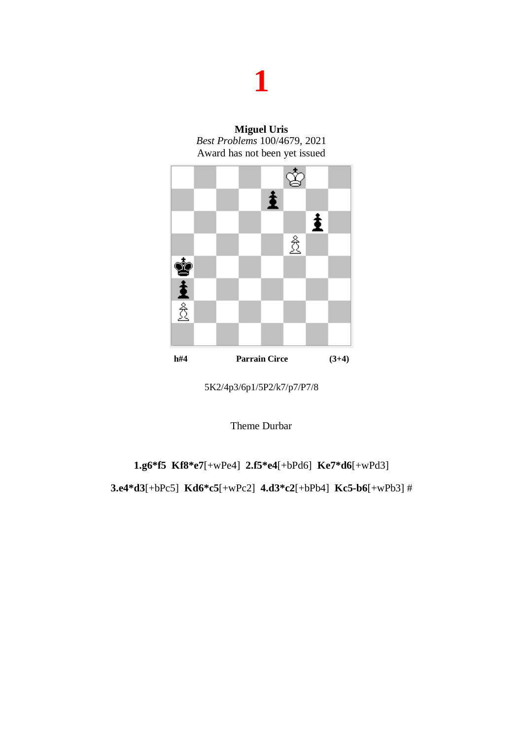# 1

**Miguel Uris**
*Best Problems* 100/4679, 2021
Award has not been yet issued

h#4 **Parrain Circe** (3+4)

5K2/4p3/6p1/5P2/k7/p7/P7/8

Theme Durbar

**1.g6*f5** **Kf8*e7**[+wPe4] **2.f5*e4**[+bPd6] **Ke7*d6**[+wPd3]

**3.e4*d3**[+bPc5] **Kd6*c5**[+wPc2] **4.d3*c2**[+bPb4] **Kc5-b6**[+wPb3] #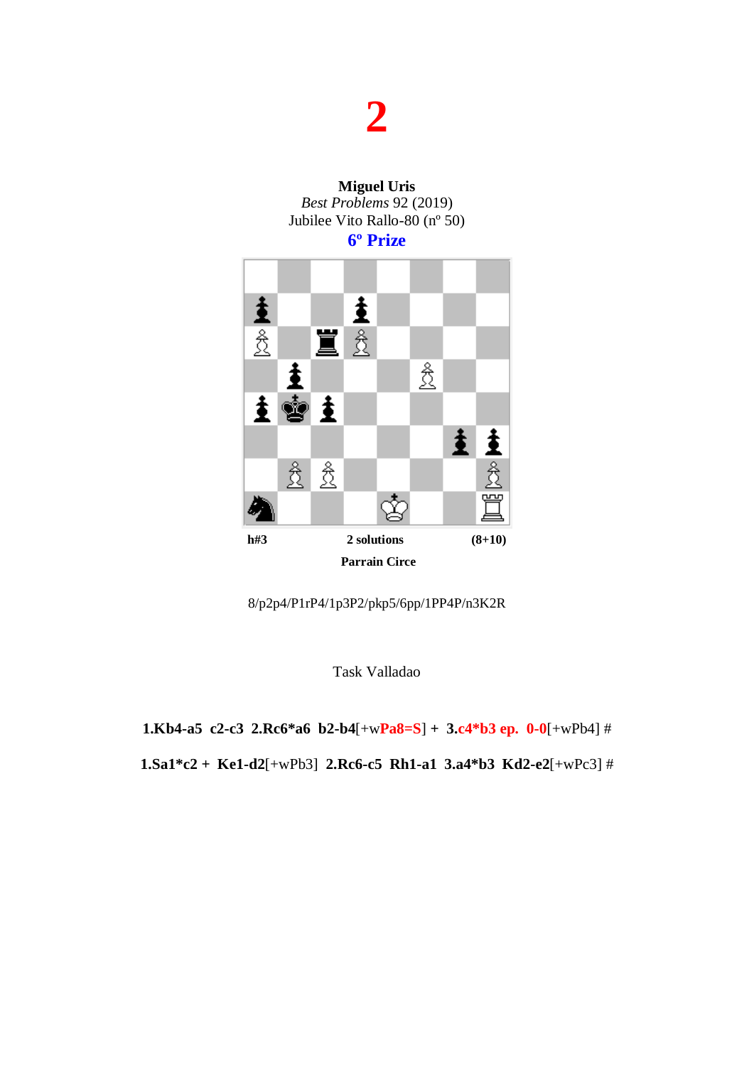# 2

**Miguel Uris**
*Best Problems* 92 (2019)
Jubilee Vito Rallo-80 (nº 50)
**6º Prize**

**h#3** **2 solutions** **(8+10)**

**Parrain Circe**

8/p2p4/P1rP4/1p3P2/pkp5/6pp/1PP4P/n3K2R

Task Valladao

**1.Kb4-a5 c2-c3 2.Rc6*a6 b2-b4**[+w**Pa8=S**] **+ 3.c4*b3 ep. 0-0**[+wPb4] #

**1.Sa1*c2 + Ke1-d2**[+wPb3] **2.Rc6-c5 Rh1-a1 3.a4*b3 Kd2-e2**[+wPc3] #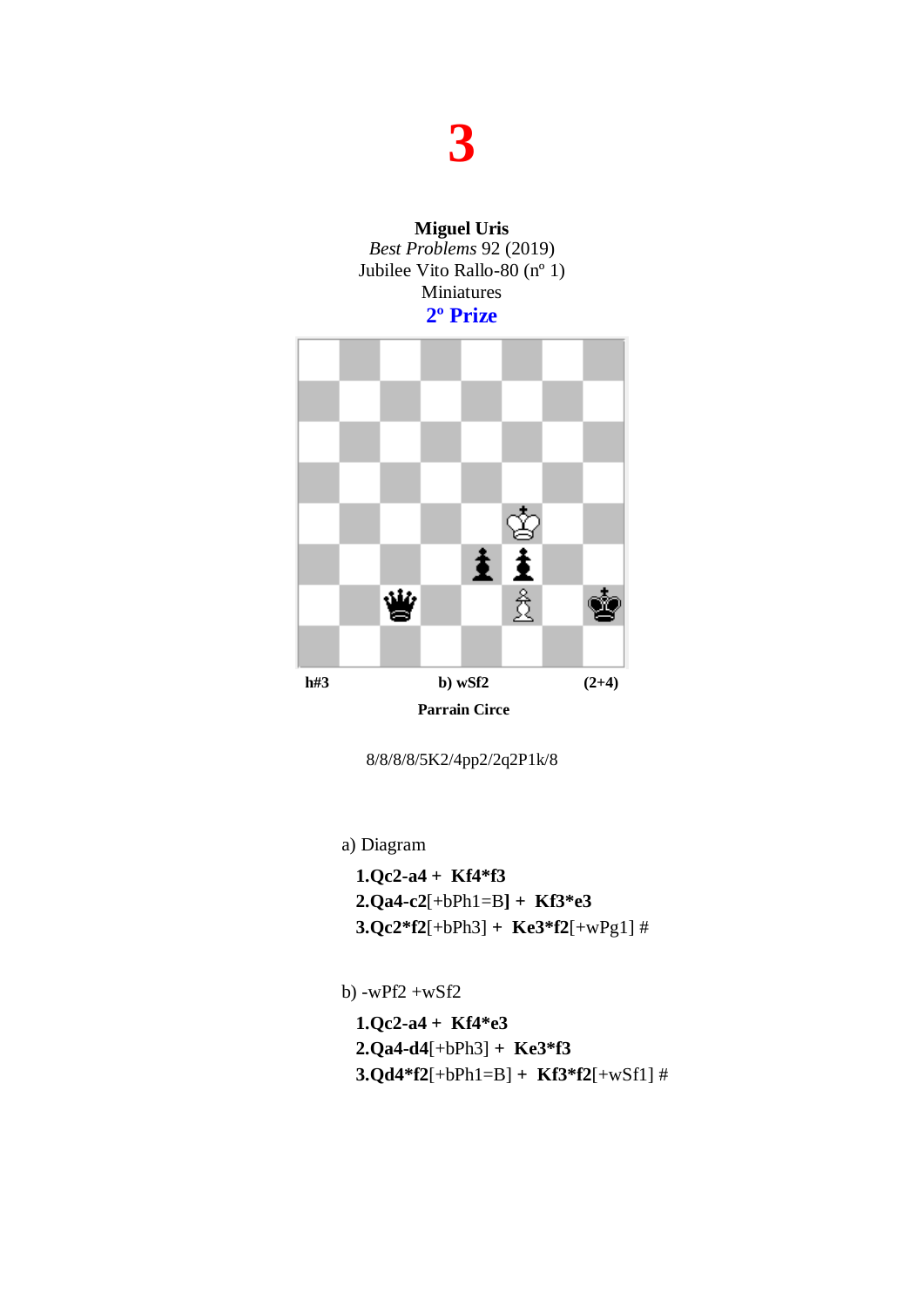# 3

**Miguel Uris**
*Best Problems* 92 (2019)
Jubilee Vito Rallo-80 (nº 1)
Miniatures
**2º Prize**

**h#3** **b) wSf2** **(2+4)**

**Parrain Circe**

8/8/8/8/5K2/4pp2/2q2P1k/8

a) Diagram

**1.Qc2-a4 + Kf4*f3**
**2.Qa4-c2**[+bPh1=B**] + Kf3*e3**
**3.Qc2*f2**[+bPh3] **+ Ke3*f2**[+wPg1] #

b) -wPf2 +wSf2

**1.Qc2-a4 + Kf4*e3**
**2.Qa4-d4**[+bPh3] **+ Ke3*f3**
**3.Qd4*f2**[+bPh1=B] **+ Kf3*f2**[+wSf1] #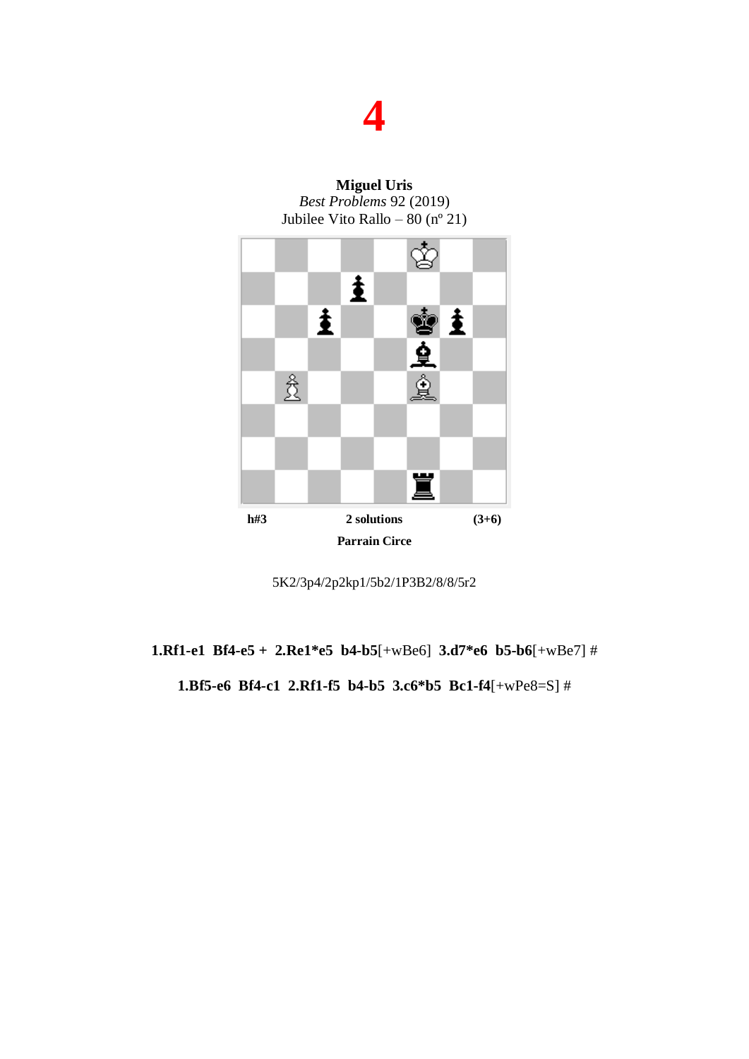# 4

**Miguel Uris**
*Best Problems* 92 (2019)
Jubilee Vito Rallo – 80 (nº 21)

**h#3** **2 solutions** **(3+6)**

**Parrain Circe**

5K2/3p4/2p2kp1/5b2/1P3B2/8/8/5r2

**1.Rf1-e1 Bf4-e5 + 2.Re1*e5 b4-b5**[+wBe6] **3.d7*e6 b5-b6**[+wBe7] #

**1.Bf5-e6 Bf4-c1 2.Rf1-f5 b4-b5 3.c6*b5 Bc1-f4**[+wPe8=S] #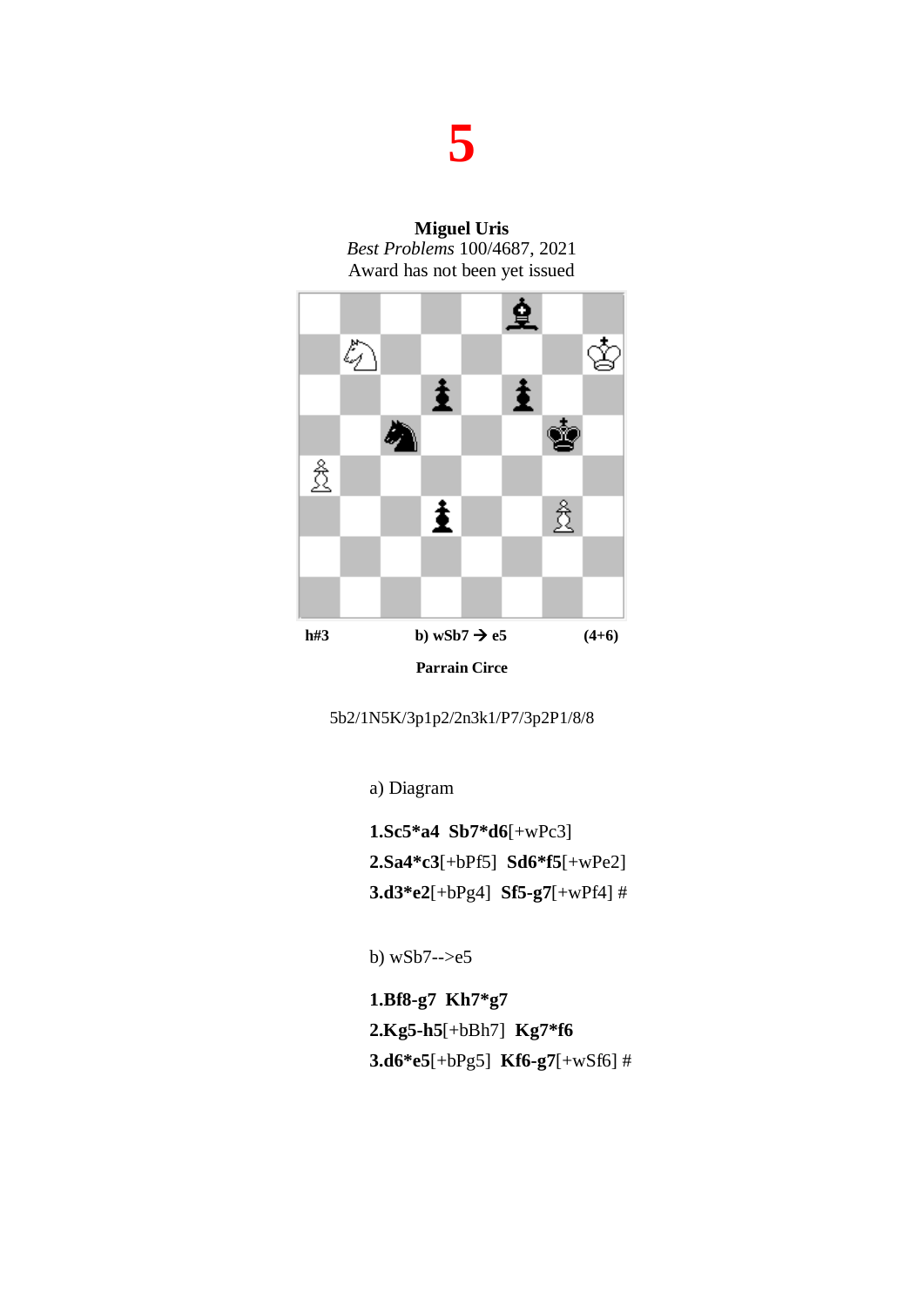# 5

**Miguel Uris**
*Best Problems* 100/4687, 2021
Award has not been yet issued

**h#3** **b) wSb7 → e5** **(4+6)**

**Parrain Circe**

5b2/1N5K/3p1p2/2n3k1/P7/3p2P1/8/8

a) Diagram

**1.Sc5*a4 Sb7*d6**[+wPc3]
**2.Sa4*c3**[+bPf5] **Sd6*f5**[+wPe2]
**3.d3*e2**[+bPg4] **Sf5-g7**[+wPf4] #

b) wSb7-->e5

**1.Bf8-g7 Kh7*g7**
**2.Kg5-h5**[+bBh7] **Kg7*f6**
**3.d6*e5**[+bPg5] **Kf6-g7**[+wSf6] #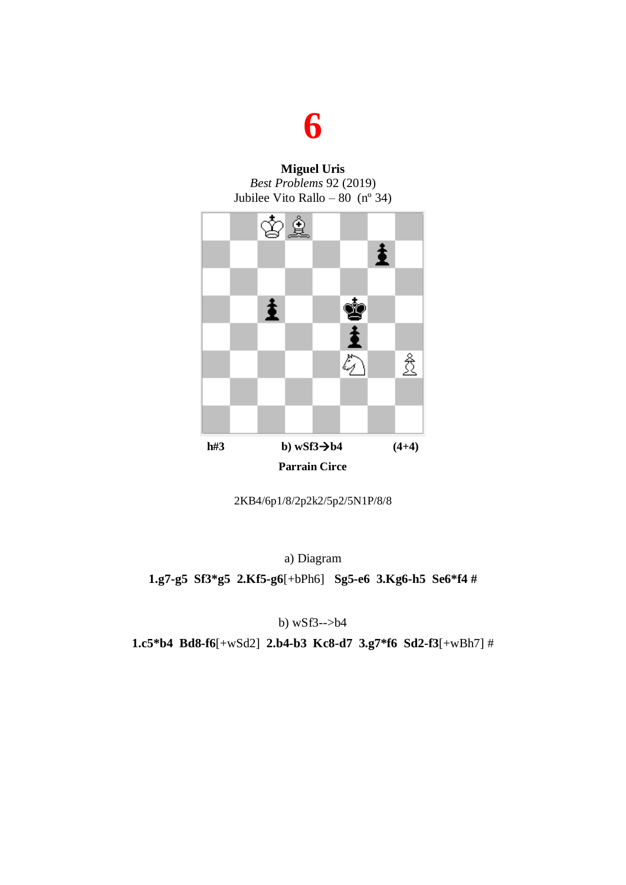# 6

**Miguel Uris**
*Best Problems* 92 (2019)
Jubilee Vito Rallo – 80 (nº 34)

**h#3** **b) wSf3→b4** **(4+4)**

**Parrain Circe**

2KB4/6p1/8/2p2k2/5p2/5N1P/8/8

a) Diagram

**1.g7-g5 Sf3*g5 2.Kf5-g6**[+bPh6] **Sg5-e6 3.Kg6-h5 Se6*f4 #**

b) wSf3-->b4

**1.c5*b4 Bd8-f6**[+wSd2] **2.b4-b3 Kc8-d7 3.g7*f6 Sd2-f3**[+wBh7] #